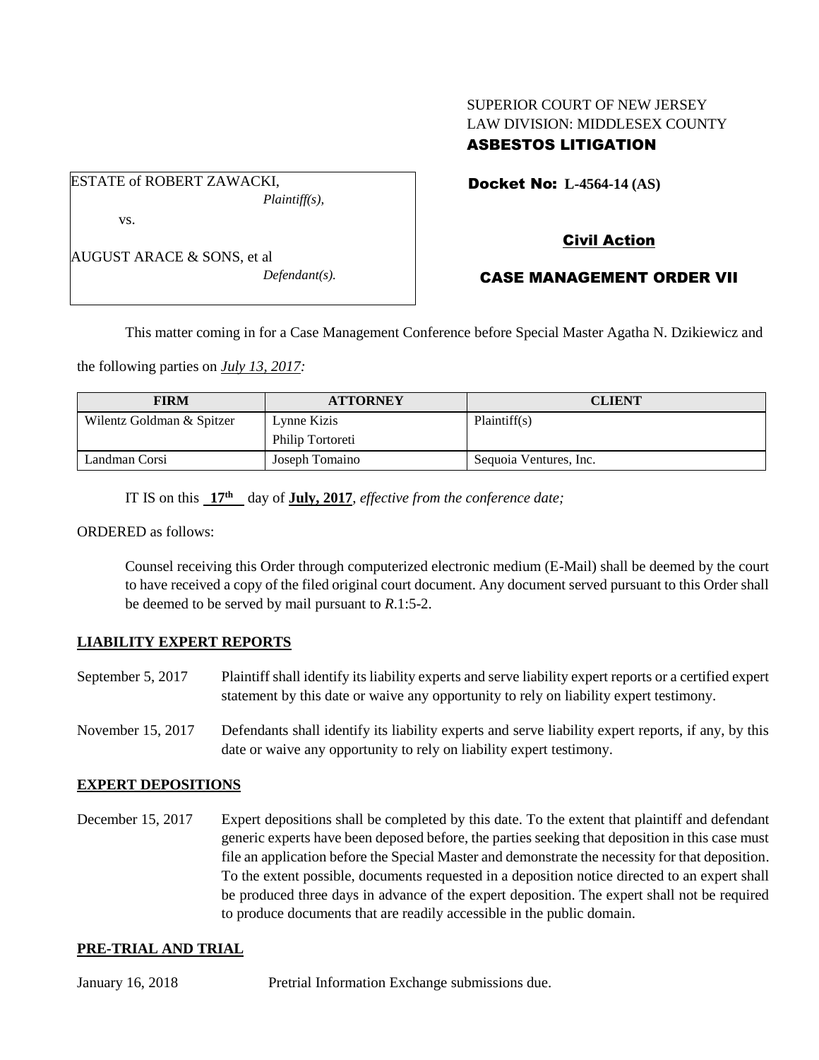SUPERIOR COURT OF NEW JERSEY
LAW DIVISION: MIDDLESEX COUNTY
**ASBESTOS LITIGATION**

ESTATE of ROBERT ZAWACKI,
*Plaintiff(s),*

vs.

AUGUST ARACE & SONS, et al
*Defendant(s).*

**Docket No: L-4564-14 (AS)**

**Civil Action**

**CASE MANAGEMENT ORDER VII**

This matter coming in for a Case Management Conference before Special Master Agatha N. Dzikiewicz and the following parties on *July 13, 2017:*

| FIRM | ATTORNEY | CLIENT |
|---|---|---|
| Wilentz Goldman & Spitzer | Lynne Kizis<br>Philip Tortoreti | Plaintiff(s) |
| Landman Corsi | Joseph Tomaino | Sequoia Ventures, Inc. |

IT IS on this **17th** day of **July, 2017**, *effective from the conference date;*

ORDERED as follows:

Counsel receiving this Order through computerized electronic medium (E-Mail) shall be deemed by the court to have received a copy of the filed original court document. Any document served pursuant to this Order shall be deemed to be served by mail pursuant to *R*.1:5-2.

## LIABILITY EXPERT REPORTS

September 5, 2017 — Plaintiff shall identify its liability experts and serve liability expert reports or a certified expert statement by this date or waive any opportunity to rely on liability expert testimony.

November 15, 2017 — Defendants shall identify its liability experts and serve liability expert reports, if any, by this date or waive any opportunity to rely on liability expert testimony.

## EXPERT DEPOSITIONS

December 15, 2017 — Expert depositions shall be completed by this date. To the extent that plaintiff and defendant generic experts have been deposed before, the parties seeking that deposition in this case must file an application before the Special Master and demonstrate the necessity for that deposition. To the extent possible, documents requested in a deposition notice directed to an expert shall be produced three days in advance of the expert deposition. The expert shall not be required to produce documents that are readily accessible in the public domain.

## PRE-TRIAL AND TRIAL

January 16, 2018 — Pretrial Information Exchange submissions due.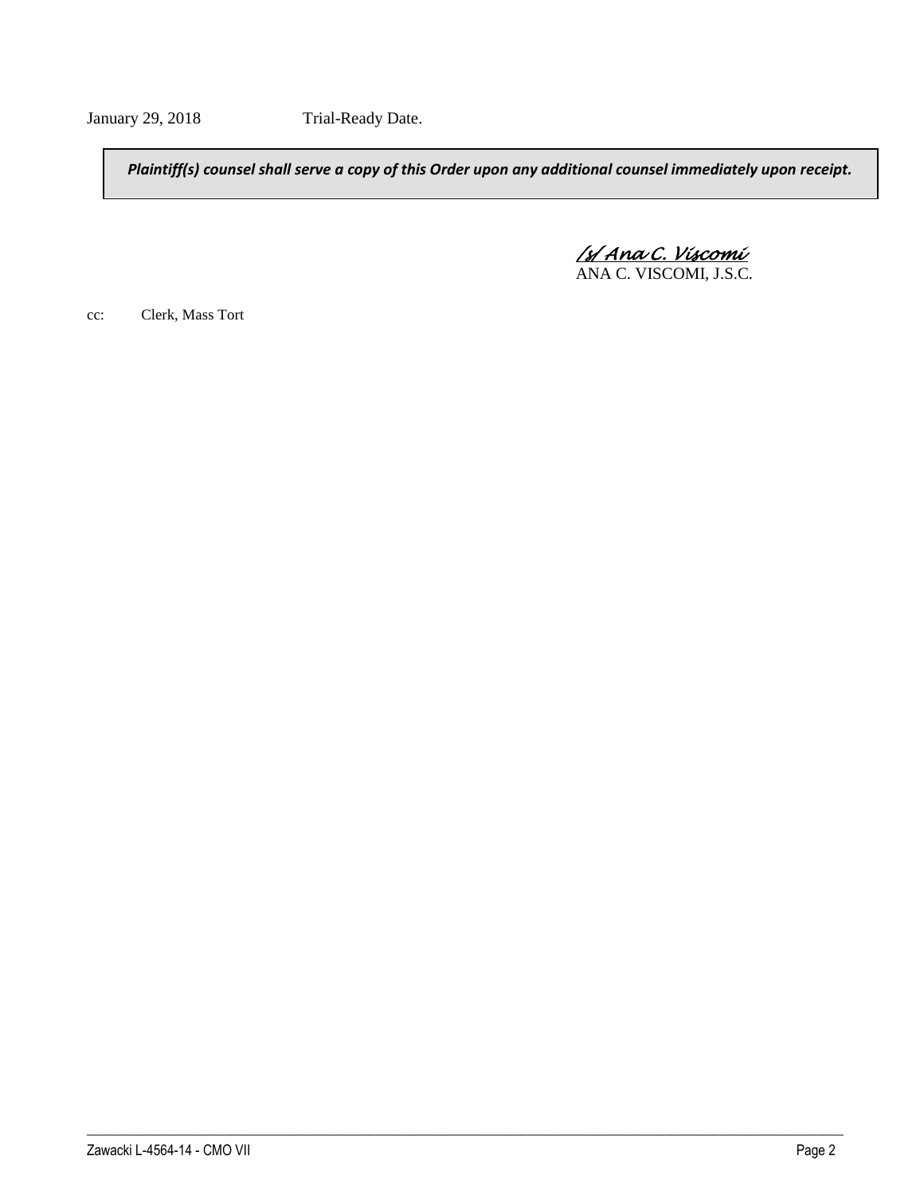January 29, 2018 Trial-Ready Date.

***Plaintiff(s) counsel shall serve a copy of this Order upon any additional counsel immediately upon receipt.***

*/s/ Ana C. Viscomi*
ANA C. VISCOMI, J.S.C.

cc: Clerk, Mass Tort